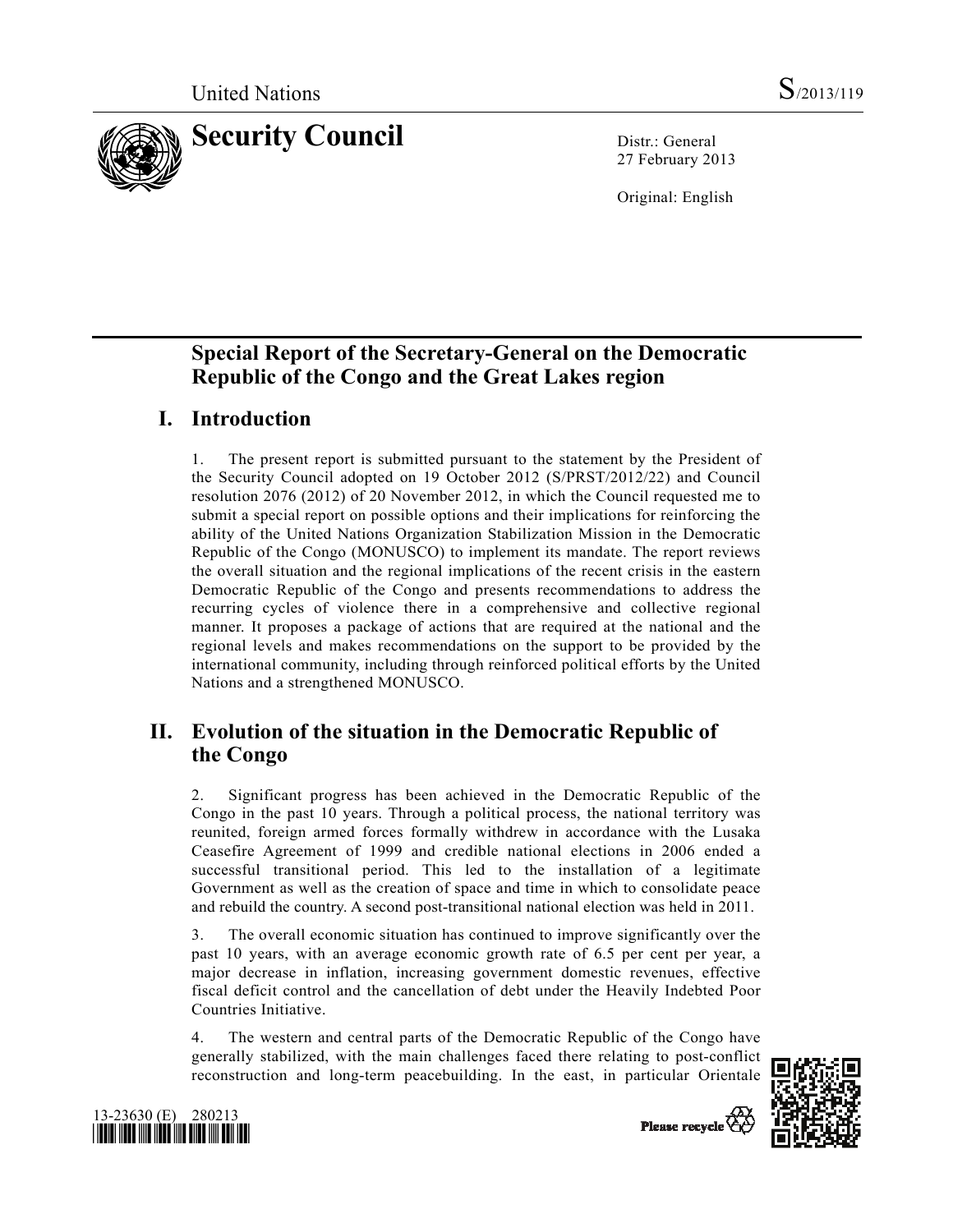United Nations S/2013/119

# Security Council

Distr.: General
27 February 2013

Original: English

## Special Report of the Secretary-General on the Democratic Republic of the Congo and the Great Lakes region

## I. Introduction

1. The present report is submitted pursuant to the statement by the President of the Security Council adopted on 19 October 2012 (S/PRST/2012/22) and Council resolution 2076 (2012) of 20 November 2012, in which the Council requested me to submit a special report on possible options and their implications for reinforcing the ability of the United Nations Organization Stabilization Mission in the Democratic Republic of the Congo (MONUSCO) to implement its mandate. The report reviews the overall situation and the regional implications of the recent crisis in the eastern Democratic Republic of the Congo and presents recommendations to address the recurring cycles of violence there in a comprehensive and collective regional manner. It proposes a package of actions that are required at the national and the regional levels and makes recommendations on the support to be provided by the international community, including through reinforced political efforts by the United Nations and a strengthened MONUSCO.

## II. Evolution of the situation in the Democratic Republic of the Congo

2. Significant progress has been achieved in the Democratic Republic of the Congo in the past 10 years. Through a political process, the national territory was reunited, foreign armed forces formally withdrew in accordance with the Lusaka Ceasefire Agreement of 1999 and credible national elections in 2006 ended a successful transitional period. This led to the installation of a legitimate Government as well as the creation of space and time in which to consolidate peace and rebuild the country. A second post-transitional national election was held in 2011.

3. The overall economic situation has continued to improve significantly over the past 10 years, with an average economic growth rate of 6.5 per cent per year, a major decrease in inflation, increasing government domestic revenues, effective fiscal deficit control and the cancellation of debt under the Heavily Indebted Poor Countries Initiative.

4. The western and central parts of the Democratic Republic of the Congo have generally stabilized, with the main challenges faced there relating to post-conflict reconstruction and long-term peacebuilding. In the east, in particular Orientale

13-23630 (E) 280213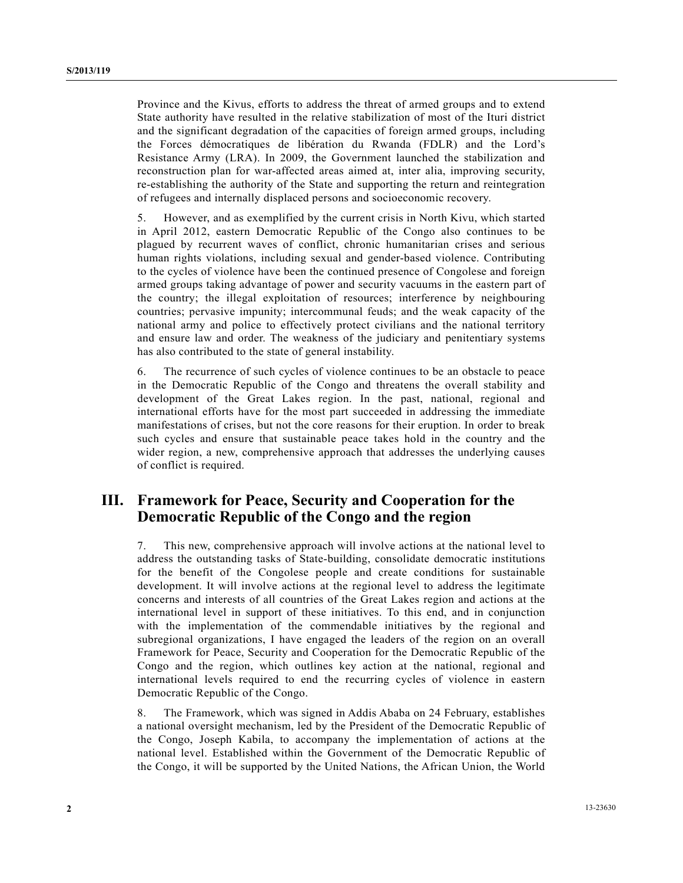Province and the Kivus, efforts to address the threat of armed groups and to extend State authority have resulted in the relative stabilization of most of the Ituri district and the significant degradation of the capacities of foreign armed groups, including the Forces démocratiques de libération du Rwanda (FDLR) and the Lord's Resistance Army (LRA). In 2009, the Government launched the stabilization and reconstruction plan for war-affected areas aimed at, inter alia, improving security, re-establishing the authority of the State and supporting the return and reintegration of refugees and internally displaced persons and socioeconomic recovery.

5. However, and as exemplified by the current crisis in North Kivu, which started in April 2012, eastern Democratic Republic of the Congo also continues to be plagued by recurrent waves of conflict, chronic humanitarian crises and serious human rights violations, including sexual and gender-based violence. Contributing to the cycles of violence have been the continued presence of Congolese and foreign armed groups taking advantage of power and security vacuums in the eastern part of the country; the illegal exploitation of resources; interference by neighbouring countries; pervasive impunity; intercommunal feuds; and the weak capacity of the national army and police to effectively protect civilians and the national territory and ensure law and order. The weakness of the judiciary and penitentiary systems has also contributed to the state of general instability.

6. The recurrence of such cycles of violence continues to be an obstacle to peace in the Democratic Republic of the Congo and threatens the overall stability and development of the Great Lakes region. In the past, national, regional and international efforts have for the most part succeeded in addressing the immediate manifestations of crises, but not the core reasons for their eruption. In order to break such cycles and ensure that sustainable peace takes hold in the country and the wider region, a new, comprehensive approach that addresses the underlying causes of conflict is required.

## III. Framework for Peace, Security and Cooperation for the Democratic Republic of the Congo and the region

7. This new, comprehensive approach will involve actions at the national level to address the outstanding tasks of State-building, consolidate democratic institutions for the benefit of the Congolese people and create conditions for sustainable development. It will involve actions at the regional level to address the legitimate concerns and interests of all countries of the Great Lakes region and actions at the international level in support of these initiatives. To this end, and in conjunction with the implementation of the commendable initiatives by the regional and subregional organizations, I have engaged the leaders of the region on an overall Framework for Peace, Security and Cooperation for the Democratic Republic of the Congo and the region, which outlines key action at the national, regional and international levels required to end the recurring cycles of violence in eastern Democratic Republic of the Congo.

8. The Framework, which was signed in Addis Ababa on 24 February, establishes a national oversight mechanism, led by the President of the Democratic Republic of the Congo, Joseph Kabila, to accompany the implementation of actions at the national level. Established within the Government of the Democratic Republic of the Congo, it will be supported by the United Nations, the African Union, the World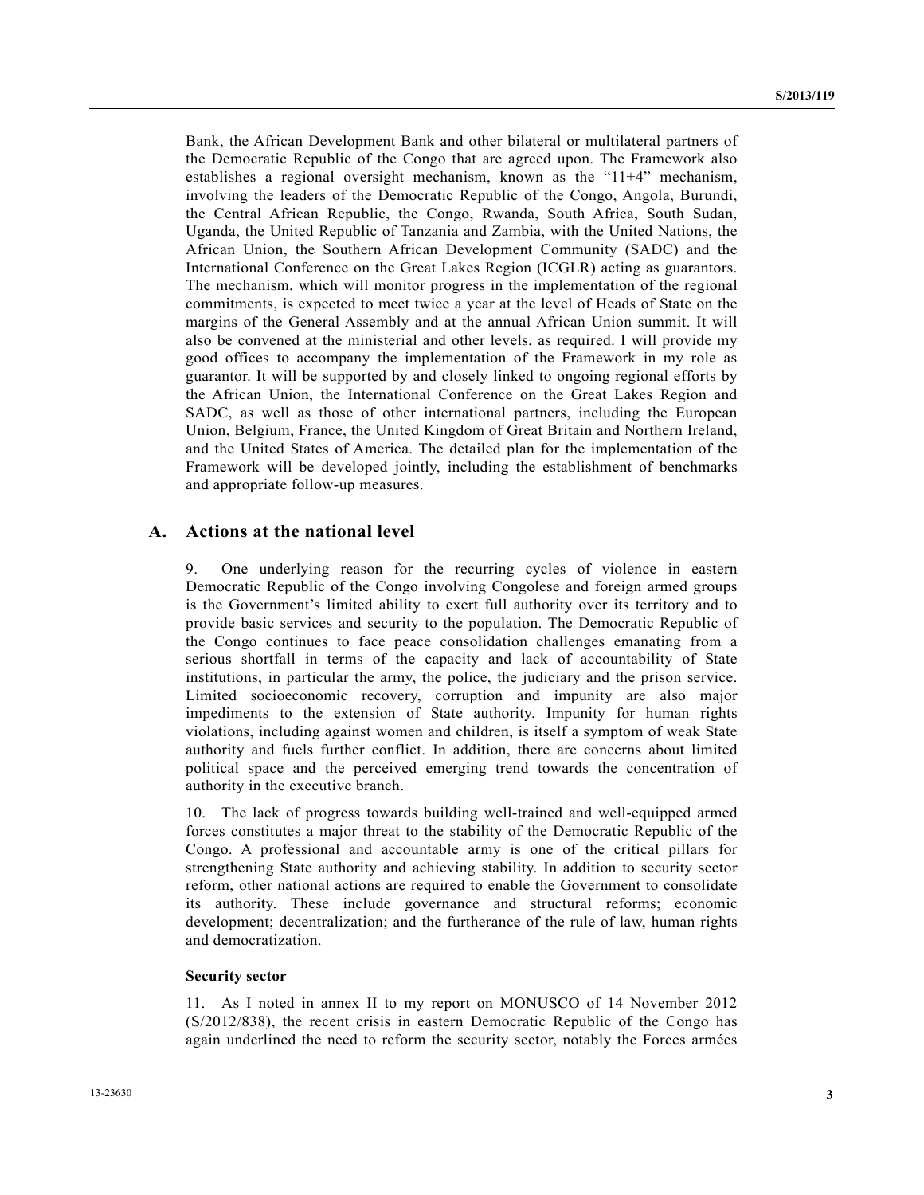Bank, the African Development Bank and other bilateral or multilateral partners of the Democratic Republic of the Congo that are agreed upon. The Framework also establishes a regional oversight mechanism, known as the "11+4" mechanism, involving the leaders of the Democratic Republic of the Congo, Angola, Burundi, the Central African Republic, the Congo, Rwanda, South Africa, South Sudan, Uganda, the United Republic of Tanzania and Zambia, with the United Nations, the African Union, the Southern African Development Community (SADC) and the International Conference on the Great Lakes Region (ICGLR) acting as guarantors. The mechanism, which will monitor progress in the implementation of the regional commitments, is expected to meet twice a year at the level of Heads of State on the margins of the General Assembly and at the annual African Union summit. It will also be convened at the ministerial and other levels, as required. I will provide my good offices to accompany the implementation of the Framework in my role as guarantor. It will be supported by and closely linked to ongoing regional efforts by the African Union, the International Conference on the Great Lakes Region and SADC, as well as those of other international partners, including the European Union, Belgium, France, the United Kingdom of Great Britain and Northern Ireland, and the United States of America. The detailed plan for the implementation of the Framework will be developed jointly, including the establishment of benchmarks and appropriate follow-up measures.

## A. Actions at the national level

9. One underlying reason for the recurring cycles of violence in eastern Democratic Republic of the Congo involving Congolese and foreign armed groups is the Government's limited ability to exert full authority over its territory and to provide basic services and security to the population. The Democratic Republic of the Congo continues to face peace consolidation challenges emanating from a serious shortfall in terms of the capacity and lack of accountability of State institutions, in particular the army, the police, the judiciary and the prison service. Limited socioeconomic recovery, corruption and impunity are also major impediments to the extension of State authority. Impunity for human rights violations, including against women and children, is itself a symptom of weak State authority and fuels further conflict. In addition, there are concerns about limited political space and the perceived emerging trend towards the concentration of authority in the executive branch.

10. The lack of progress towards building well-trained and well-equipped armed forces constitutes a major threat to the stability of the Democratic Republic of the Congo. A professional and accountable army is one of the critical pillars for strengthening State authority and achieving stability. In addition to security sector reform, other national actions are required to enable the Government to consolidate its authority. These include governance and structural reforms; economic development; decentralization; and the furtherance of the rule of law, human rights and democratization.

#### Security sector

11. As I noted in annex II to my report on MONUSCO of 14 November 2012 (S/2012/838), the recent crisis in eastern Democratic Republic of the Congo has again underlined the need to reform the security sector, notably the Forces armées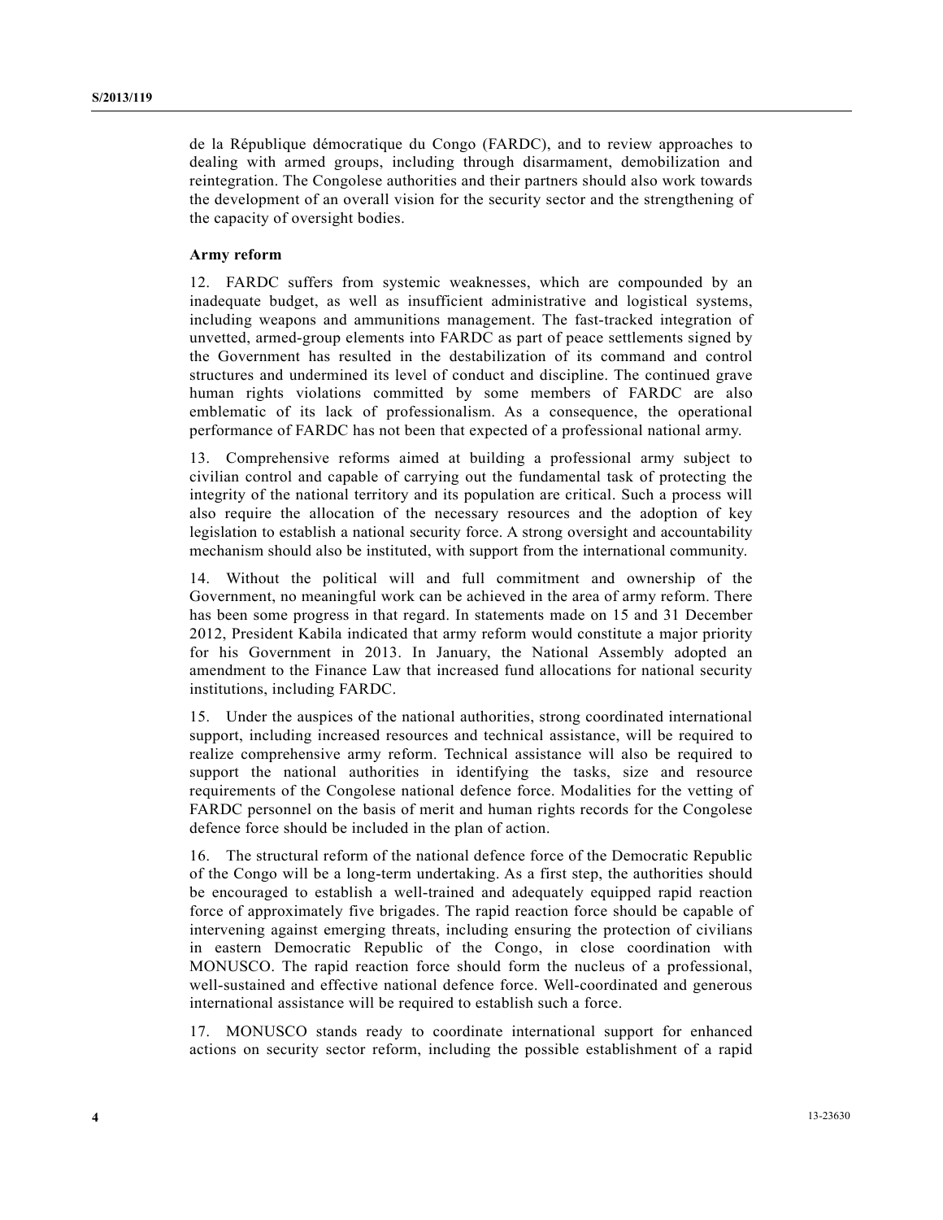de la République démocratique du Congo (FARDC), and to review approaches to dealing with armed groups, including through disarmament, demobilization and reintegration. The Congolese authorities and their partners should also work towards the development of an overall vision for the security sector and the strengthening of the capacity of oversight bodies.

**Army reform**

12. FARDC suffers from systemic weaknesses, which are compounded by an inadequate budget, as well as insufficient administrative and logistical systems, including weapons and ammunitions management. The fast-tracked integration of unvetted, armed-group elements into FARDC as part of peace settlements signed by the Government has resulted in the destabilization of its command and control structures and undermined its level of conduct and discipline. The continued grave human rights violations committed by some members of FARDC are also emblematic of its lack of professionalism. As a consequence, the operational performance of FARDC has not been that expected of a professional national army.

13. Comprehensive reforms aimed at building a professional army subject to civilian control and capable of carrying out the fundamental task of protecting the integrity of the national territory and its population are critical. Such a process will also require the allocation of the necessary resources and the adoption of key legislation to establish a national security force. A strong oversight and accountability mechanism should also be instituted, with support from the international community.

14. Without the political will and full commitment and ownership of the Government, no meaningful work can be achieved in the area of army reform. There has been some progress in that regard. In statements made on 15 and 31 December 2012, President Kabila indicated that army reform would constitute a major priority for his Government in 2013. In January, the National Assembly adopted an amendment to the Finance Law that increased fund allocations for national security institutions, including FARDC.

15. Under the auspices of the national authorities, strong coordinated international support, including increased resources and technical assistance, will be required to realize comprehensive army reform. Technical assistance will also be required to support the national authorities in identifying the tasks, size and resource requirements of the Congolese national defence force. Modalities for the vetting of FARDC personnel on the basis of merit and human rights records for the Congolese defence force should be included in the plan of action.

16. The structural reform of the national defence force of the Democratic Republic of the Congo will be a long-term undertaking. As a first step, the authorities should be encouraged to establish a well-trained and adequately equipped rapid reaction force of approximately five brigades. The rapid reaction force should be capable of intervening against emerging threats, including ensuring the protection of civilians in eastern Democratic Republic of the Congo, in close coordination with MONUSCO. The rapid reaction force should form the nucleus of a professional, well-sustained and effective national defence force. Well-coordinated and generous international assistance will be required to establish such a force.

17. MONUSCO stands ready to coordinate international support for enhanced actions on security sector reform, including the possible establishment of a rapid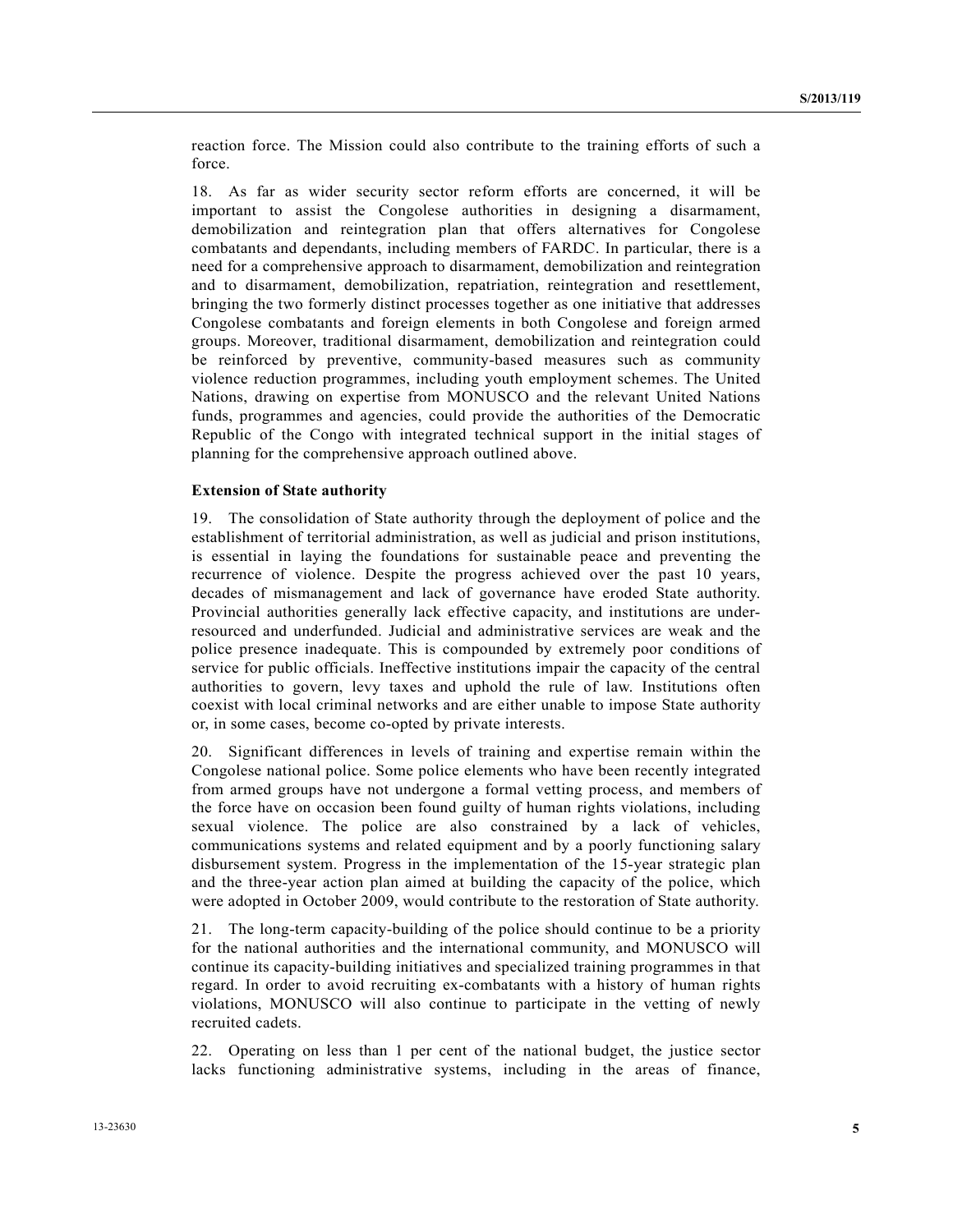reaction force. The Mission could also contribute to the training efforts of such a force.

18. As far as wider security sector reform efforts are concerned, it will be important to assist the Congolese authorities in designing a disarmament, demobilization and reintegration plan that offers alternatives for Congolese combatants and dependants, including members of FARDC. In particular, there is a need for a comprehensive approach to disarmament, demobilization and reintegration and to disarmament, demobilization, repatriation, reintegration and resettlement, bringing the two formerly distinct processes together as one initiative that addresses Congolese combatants and foreign elements in both Congolese and foreign armed groups. Moreover, traditional disarmament, demobilization and reintegration could be reinforced by preventive, community-based measures such as community violence reduction programmes, including youth employment schemes. The United Nations, drawing on expertise from MONUSCO and the relevant United Nations funds, programmes and agencies, could provide the authorities of the Democratic Republic of the Congo with integrated technical support in the initial stages of planning for the comprehensive approach outlined above.

**Extension of State authority**

19. The consolidation of State authority through the deployment of police and the establishment of territorial administration, as well as judicial and prison institutions, is essential in laying the foundations for sustainable peace and preventing the recurrence of violence. Despite the progress achieved over the past 10 years, decades of mismanagement and lack of governance have eroded State authority. Provincial authorities generally lack effective capacity, and institutions are under-resourced and underfunded. Judicial and administrative services are weak and the police presence inadequate. This is compounded by extremely poor conditions of service for public officials. Ineffective institutions impair the capacity of the central authorities to govern, levy taxes and uphold the rule of law. Institutions often coexist with local criminal networks and are either unable to impose State authority or, in some cases, become co-opted by private interests.

20. Significant differences in levels of training and expertise remain within the Congolese national police. Some police elements who have been recently integrated from armed groups have not undergone a formal vetting process, and members of the force have on occasion been found guilty of human rights violations, including sexual violence. The police are also constrained by a lack of vehicles, communications systems and related equipment and by a poorly functioning salary disbursement system. Progress in the implementation of the 15-year strategic plan and the three-year action plan aimed at building the capacity of the police, which were adopted in October 2009, would contribute to the restoration of State authority.

21. The long-term capacity-building of the police should continue to be a priority for the national authorities and the international community, and MONUSCO will continue its capacity-building initiatives and specialized training programmes in that regard. In order to avoid recruiting ex-combatants with a history of human rights violations, MONUSCO will also continue to participate in the vetting of newly recruited cadets.

22. Operating on less than 1 per cent of the national budget, the justice sector lacks functioning administrative systems, including in the areas of finance,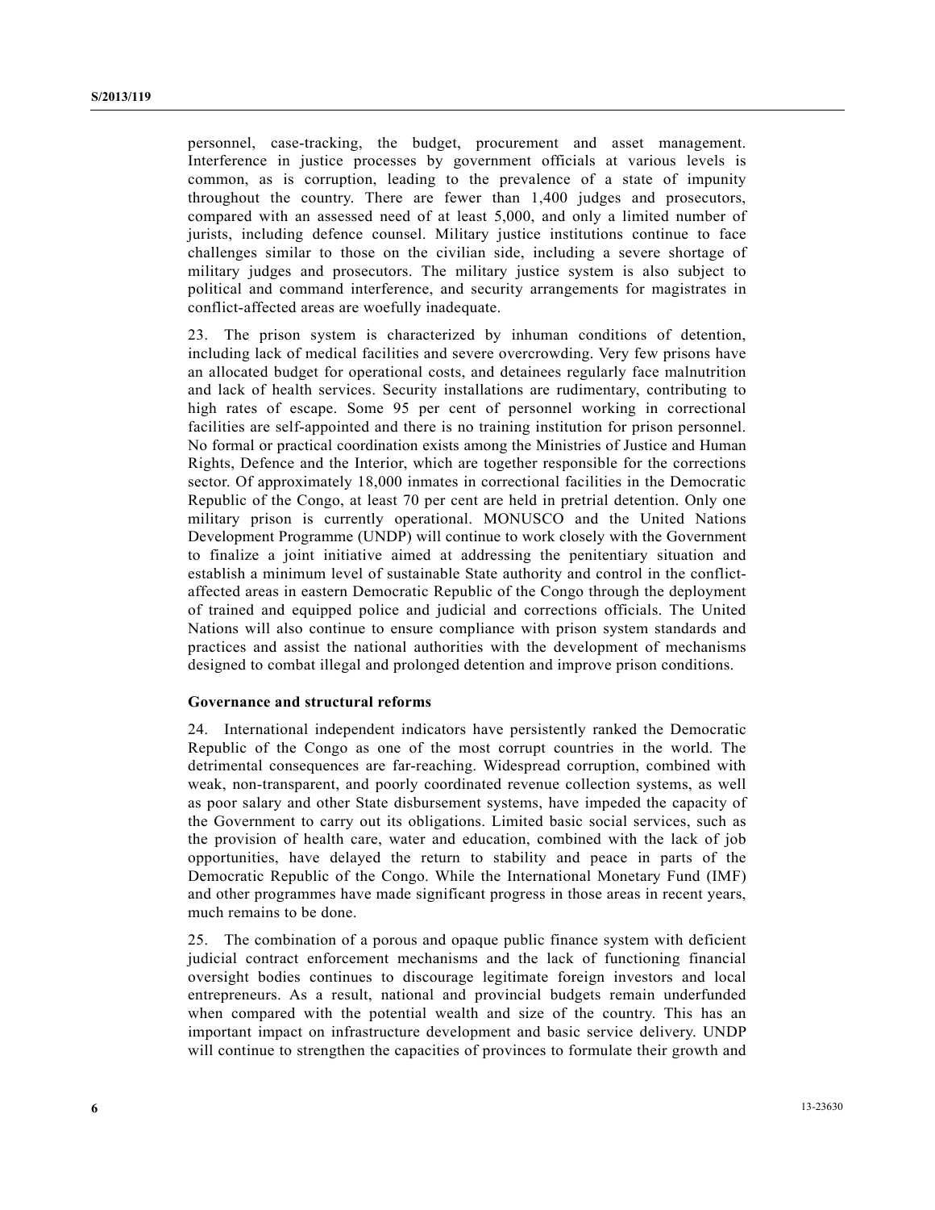personnel, case-tracking, the budget, procurement and asset management. Interference in justice processes by government officials at various levels is common, as is corruption, leading to the prevalence of a state of impunity throughout the country. There are fewer than 1,400 judges and prosecutors, compared with an assessed need of at least 5,000, and only a limited number of jurists, including defence counsel. Military justice institutions continue to face challenges similar to those on the civilian side, including a severe shortage of military judges and prosecutors. The military justice system is also subject to political and command interference, and security arrangements for magistrates in conflict-affected areas are woefully inadequate.

23. The prison system is characterized by inhuman conditions of detention, including lack of medical facilities and severe overcrowding. Very few prisons have an allocated budget for operational costs, and detainees regularly face malnutrition and lack of health services. Security installations are rudimentary, contributing to high rates of escape. Some 95 per cent of personnel working in correctional facilities are self-appointed and there is no training institution for prison personnel. No formal or practical coordination exists among the Ministries of Justice and Human Rights, Defence and the Interior, which are together responsible for the corrections sector. Of approximately 18,000 inmates in correctional facilities in the Democratic Republic of the Congo, at least 70 per cent are held in pretrial detention. Only one military prison is currently operational. MONUSCO and the United Nations Development Programme (UNDP) will continue to work closely with the Government to finalize a joint initiative aimed at addressing the penitentiary situation and establish a minimum level of sustainable State authority and control in the conflict-affected areas in eastern Democratic Republic of the Congo through the deployment of trained and equipped police and judicial and corrections officials. The United Nations will also continue to ensure compliance with prison system standards and practices and assist the national authorities with the development of mechanisms designed to combat illegal and prolonged detention and improve prison conditions.

**Governance and structural reforms**

24. International independent indicators have persistently ranked the Democratic Republic of the Congo as one of the most corrupt countries in the world. The detrimental consequences are far-reaching. Widespread corruption, combined with weak, non-transparent, and poorly coordinated revenue collection systems, as well as poor salary and other State disbursement systems, have impeded the capacity of the Government to carry out its obligations. Limited basic social services, such as the provision of health care, water and education, combined with the lack of job opportunities, have delayed the return to stability and peace in parts of the Democratic Republic of the Congo. While the International Monetary Fund (IMF) and other programmes have made significant progress in those areas in recent years, much remains to be done.

25. The combination of a porous and opaque public finance system with deficient judicial contract enforcement mechanisms and the lack of functioning financial oversight bodies continues to discourage legitimate foreign investors and local entrepreneurs. As a result, national and provincial budgets remain underfunded when compared with the potential wealth and size of the country. This has an important impact on infrastructure development and basic service delivery. UNDP will continue to strengthen the capacities of provinces to formulate their growth and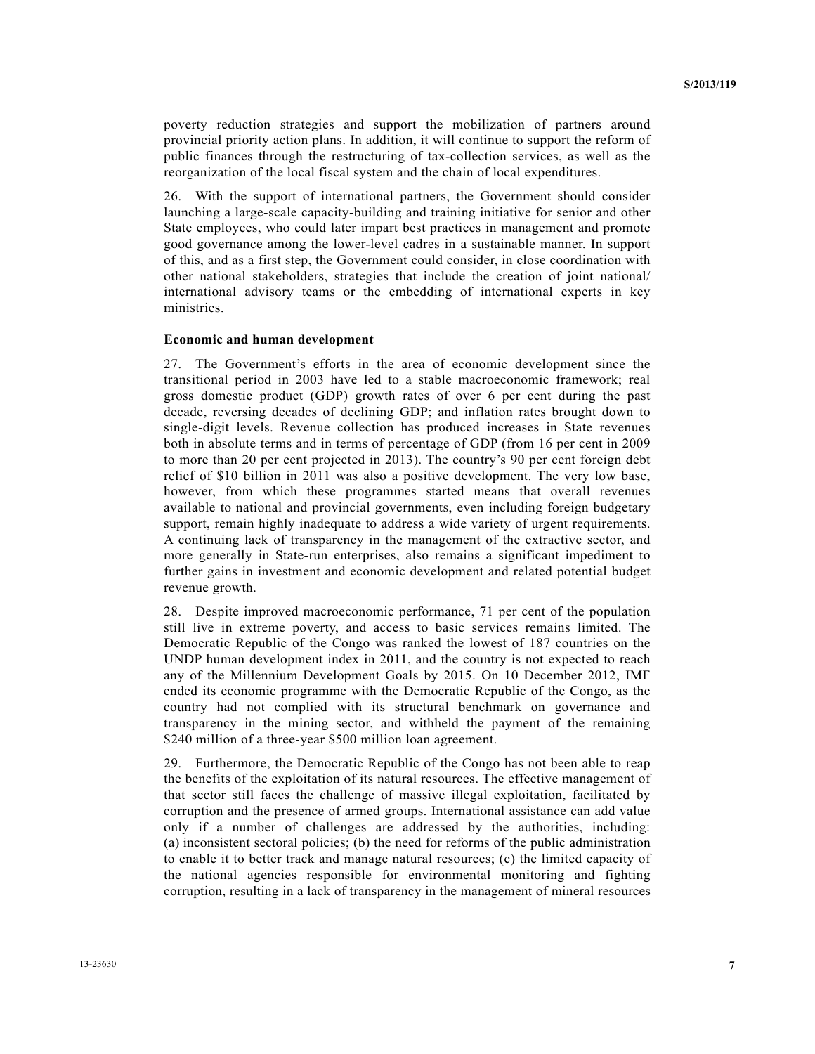poverty reduction strategies and support the mobilization of partners around provincial priority action plans. In addition, it will continue to support the reform of public finances through the restructuring of tax-collection services, as well as the reorganization of the local fiscal system and the chain of local expenditures.

26. With the support of international partners, the Government should consider launching a large-scale capacity-building and training initiative for senior and other State employees, who could later impart best practices in management and promote good governance among the lower-level cadres in a sustainable manner. In support of this, and as a first step, the Government could consider, in close coordination with other national stakeholders, strategies that include the creation of joint national/international advisory teams or the embedding of international experts in key ministries.

**Economic and human development**

27. The Government's efforts in the area of economic development since the transitional period in 2003 have led to a stable macroeconomic framework; real gross domestic product (GDP) growth rates of over 6 per cent during the past decade, reversing decades of declining GDP; and inflation rates brought down to single-digit levels. Revenue collection has produced increases in State revenues both in absolute terms and in terms of percentage of GDP (from 16 per cent in 2009 to more than 20 per cent projected in 2013). The country's 90 per cent foreign debt relief of $10 billion in 2011 was also a positive development. The very low base, however, from which these programmes started means that overall revenues available to national and provincial governments, even including foreign budgetary support, remain highly inadequate to address a wide variety of urgent requirements. A continuing lack of transparency in the management of the extractive sector, and more generally in State-run enterprises, also remains a significant impediment to further gains in investment and economic development and related potential budget revenue growth.

28. Despite improved macroeconomic performance, 71 per cent of the population still live in extreme poverty, and access to basic services remains limited. The Democratic Republic of the Congo was ranked the lowest of 187 countries on the UNDP human development index in 2011, and the country is not expected to reach any of the Millennium Development Goals by 2015. On 10 December 2012, IMF ended its economic programme with the Democratic Republic of the Congo, as the country had not complied with its structural benchmark on governance and transparency in the mining sector, and withheld the payment of the remaining $240 million of a three-year $500 million loan agreement.

29. Furthermore, the Democratic Republic of the Congo has not been able to reap the benefits of the exploitation of its natural resources. The effective management of that sector still faces the challenge of massive illegal exploitation, facilitated by corruption and the presence of armed groups. International assistance can add value only if a number of challenges are addressed by the authorities, including: (a) inconsistent sectoral policies; (b) the need for reforms of the public administration to enable it to better track and manage natural resources; (c) the limited capacity of the national agencies responsible for environmental monitoring and fighting corruption, resulting in a lack of transparency in the management of mineral resources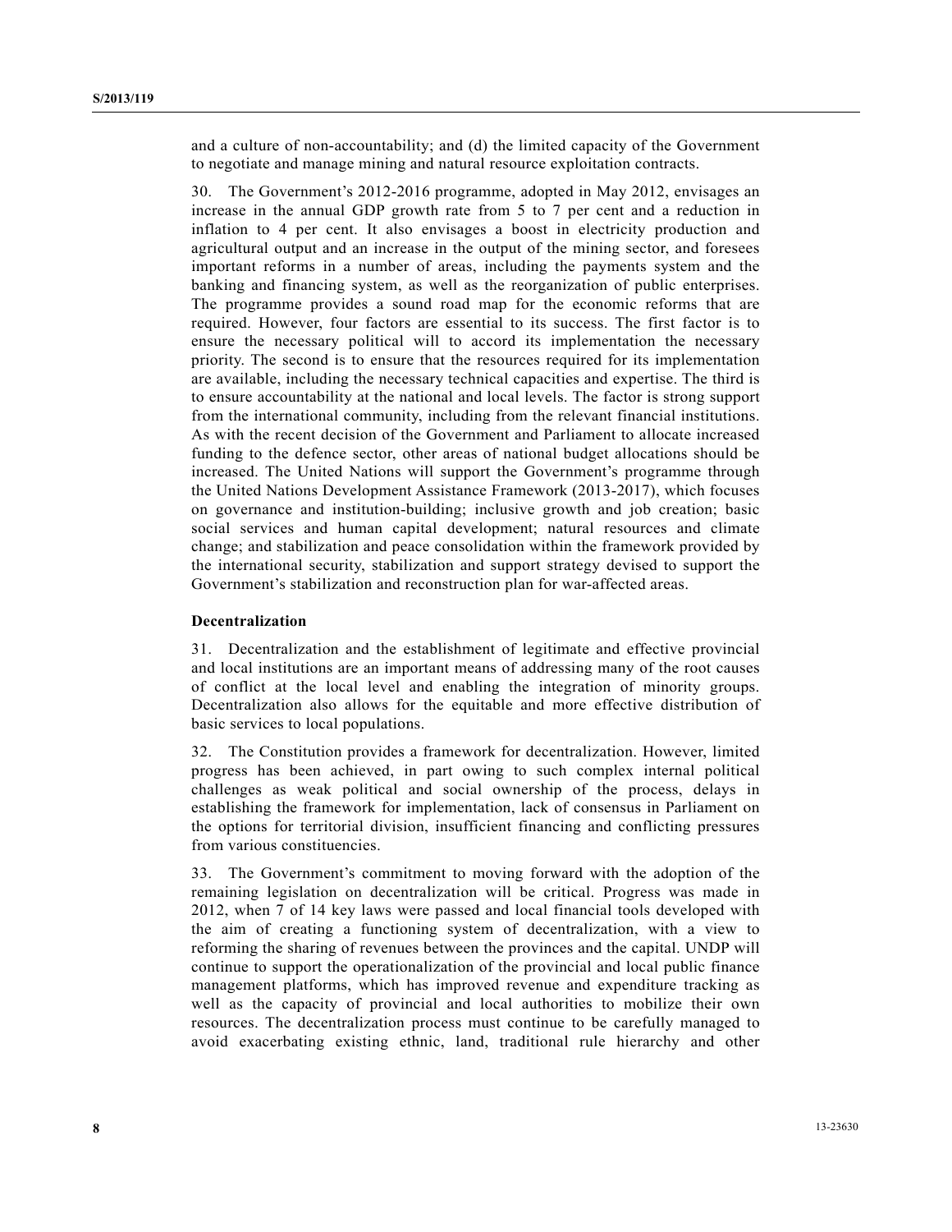and a culture of non-accountability; and (d) the limited capacity of the Government to negotiate and manage mining and natural resource exploitation contracts.

30. The Government's 2012-2016 programme, adopted in May 2012, envisages an increase in the annual GDP growth rate from 5 to 7 per cent and a reduction in inflation to 4 per cent. It also envisages a boost in electricity production and agricultural output and an increase in the output of the mining sector, and foresees important reforms in a number of areas, including the payments system and the banking and financing system, as well as the reorganization of public enterprises. The programme provides a sound road map for the economic reforms that are required. However, four factors are essential to its success. The first factor is to ensure the necessary political will to accord its implementation the necessary priority. The second is to ensure that the resources required for its implementation are available, including the necessary technical capacities and expertise. The third is to ensure accountability at the national and local levels. The factor is strong support from the international community, including from the relevant financial institutions. As with the recent decision of the Government and Parliament to allocate increased funding to the defence sector, other areas of national budget allocations should be increased. The United Nations will support the Government's programme through the United Nations Development Assistance Framework (2013-2017), which focuses on governance and institution-building; inclusive growth and job creation; basic social services and human capital development; natural resources and climate change; and stabilization and peace consolidation within the framework provided by the international security, stabilization and support strategy devised to support the Government's stabilization and reconstruction plan for war-affected areas.

**Decentralization**

31. Decentralization and the establishment of legitimate and effective provincial and local institutions are an important means of addressing many of the root causes of conflict at the local level and enabling the integration of minority groups. Decentralization also allows for the equitable and more effective distribution of basic services to local populations.

32. The Constitution provides a framework for decentralization. However, limited progress has been achieved, in part owing to such complex internal political challenges as weak political and social ownership of the process, delays in establishing the framework for implementation, lack of consensus in Parliament on the options for territorial division, insufficient financing and conflicting pressures from various constituencies.

33. The Government's commitment to moving forward with the adoption of the remaining legislation on decentralization will be critical. Progress was made in 2012, when 7 of 14 key laws were passed and local financial tools developed with the aim of creating a functioning system of decentralization, with a view to reforming the sharing of revenues between the provinces and the capital. UNDP will continue to support the operationalization of the provincial and local public finance management platforms, which has improved revenue and expenditure tracking as well as the capacity of provincial and local authorities to mobilize their own resources. The decentralization process must continue to be carefully managed to avoid exacerbating existing ethnic, land, traditional rule hierarchy and other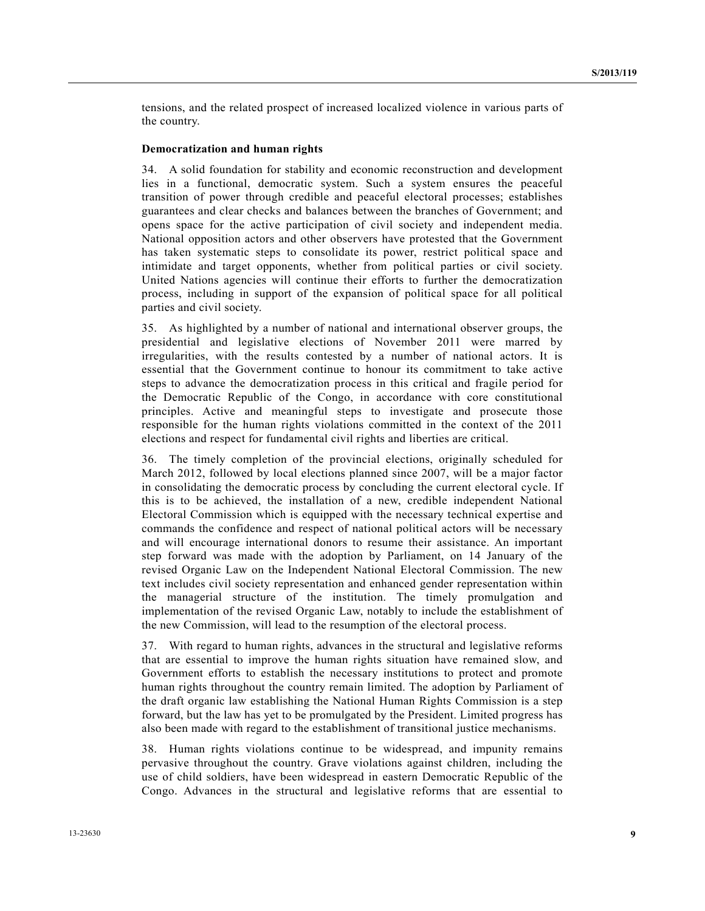tensions, and the related prospect of increased localized violence in various parts of the country.

**Democratization and human rights**

34. A solid foundation for stability and economic reconstruction and development lies in a functional, democratic system. Such a system ensures the peaceful transition of power through credible and peaceful electoral processes; establishes guarantees and clear checks and balances between the branches of Government; and opens space for the active participation of civil society and independent media. National opposition actors and other observers have protested that the Government has taken systematic steps to consolidate its power, restrict political space and intimidate and target opponents, whether from political parties or civil society. United Nations agencies will continue their efforts to further the democratization process, including in support of the expansion of political space for all political parties and civil society.

35. As highlighted by a number of national and international observer groups, the presidential and legislative elections of November 2011 were marred by irregularities, with the results contested by a number of national actors. It is essential that the Government continue to honour its commitment to take active steps to advance the democratization process in this critical and fragile period for the Democratic Republic of the Congo, in accordance with core constitutional principles. Active and meaningful steps to investigate and prosecute those responsible for the human rights violations committed in the context of the 2011 elections and respect for fundamental civil rights and liberties are critical.

36. The timely completion of the provincial elections, originally scheduled for March 2012, followed by local elections planned since 2007, will be a major factor in consolidating the democratic process by concluding the current electoral cycle. If this is to be achieved, the installation of a new, credible independent National Electoral Commission which is equipped with the necessary technical expertise and commands the confidence and respect of national political actors will be necessary and will encourage international donors to resume their assistance. An important step forward was made with the adoption by Parliament, on 14 January of the revised Organic Law on the Independent National Electoral Commission. The new text includes civil society representation and enhanced gender representation within the managerial structure of the institution. The timely promulgation and implementation of the revised Organic Law, notably to include the establishment of the new Commission, will lead to the resumption of the electoral process.

37. With regard to human rights, advances in the structural and legislative reforms that are essential to improve the human rights situation have remained slow, and Government efforts to establish the necessary institutions to protect and promote human rights throughout the country remain limited. The adoption by Parliament of the draft organic law establishing the National Human Rights Commission is a step forward, but the law has yet to be promulgated by the President. Limited progress has also been made with regard to the establishment of transitional justice mechanisms.

38. Human rights violations continue to be widespread, and impunity remains pervasive throughout the country. Grave violations against children, including the use of child soldiers, have been widespread in eastern Democratic Republic of the Congo. Advances in the structural and legislative reforms that are essential to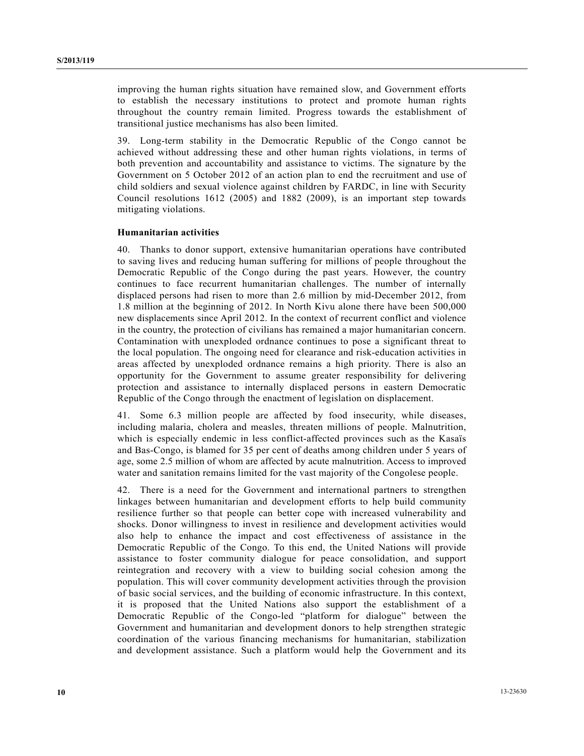improving the human rights situation have remained slow, and Government efforts to establish the necessary institutions to protect and promote human rights throughout the country remain limited. Progress towards the establishment of transitional justice mechanisms has also been limited.

39. Long-term stability in the Democratic Republic of the Congo cannot be achieved without addressing these and other human rights violations, in terms of both prevention and accountability and assistance to victims. The signature by the Government on 5 October 2012 of an action plan to end the recruitment and use of child soldiers and sexual violence against children by FARDC, in line with Security Council resolutions 1612 (2005) and 1882 (2009), is an important step towards mitigating violations.

### Humanitarian activities

40. Thanks to donor support, extensive humanitarian operations have contributed to saving lives and reducing human suffering for millions of people throughout the Democratic Republic of the Congo during the past years. However, the country continues to face recurrent humanitarian challenges. The number of internally displaced persons had risen to more than 2.6 million by mid-December 2012, from 1.8 million at the beginning of 2012. In North Kivu alone there have been 500,000 new displacements since April 2012. In the context of recurrent conflict and violence in the country, the protection of civilians has remained a major humanitarian concern. Contamination with unexploded ordnance continues to pose a significant threat to the local population. The ongoing need for clearance and risk-education activities in areas affected by unexploded ordnance remains a high priority. There is also an opportunity for the Government to assume greater responsibility for delivering protection and assistance to internally displaced persons in eastern Democratic Republic of the Congo through the enactment of legislation on displacement.

41. Some 6.3 million people are affected by food insecurity, while diseases, including malaria, cholera and measles, threaten millions of people. Malnutrition, which is especially endemic in less conflict-affected provinces such as the Kasaïs and Bas-Congo, is blamed for 35 per cent of deaths among children under 5 years of age, some 2.5 million of whom are affected by acute malnutrition. Access to improved water and sanitation remains limited for the vast majority of the Congolese people.

42. There is a need for the Government and international partners to strengthen linkages between humanitarian and development efforts to help build community resilience further so that people can better cope with increased vulnerability and shocks. Donor willingness to invest in resilience and development activities would also help to enhance the impact and cost effectiveness of assistance in the Democratic Republic of the Congo. To this end, the United Nations will provide assistance to foster community dialogue for peace consolidation, and support reintegration and recovery with a view to building social cohesion among the population. This will cover community development activities through the provision of basic social services, and the building of economic infrastructure. In this context, it is proposed that the United Nations also support the establishment of a Democratic Republic of the Congo-led "platform for dialogue" between the Government and humanitarian and development donors to help strengthen strategic coordination of the various financing mechanisms for humanitarian, stabilization and development assistance. Such a platform would help the Government and its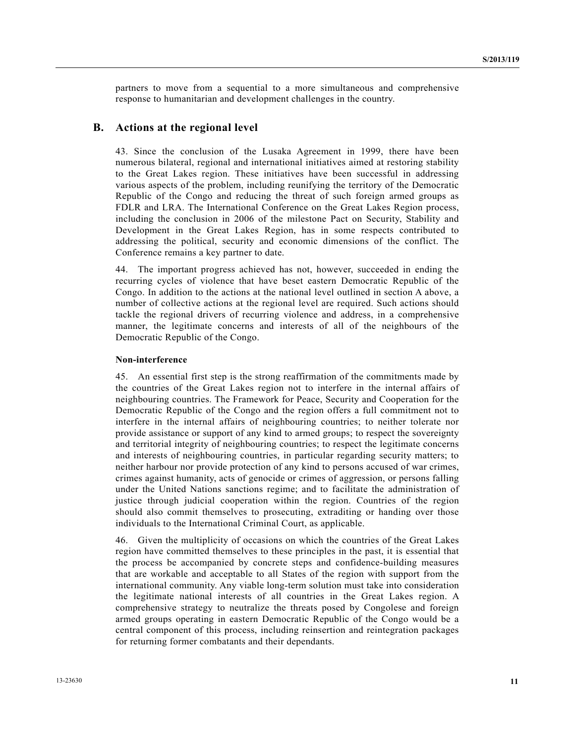partners to move from a sequential to a more simultaneous and comprehensive response to humanitarian and development challenges in the country.

## B. Actions at the regional level

43. Since the conclusion of the Lusaka Agreement in 1999, there have been numerous bilateral, regional and international initiatives aimed at restoring stability to the Great Lakes region. These initiatives have been successful in addressing various aspects of the problem, including reunifying the territory of the Democratic Republic of the Congo and reducing the threat of such foreign armed groups as FDLR and LRA. The International Conference on the Great Lakes Region process, including the conclusion in 2006 of the milestone Pact on Security, Stability and Development in the Great Lakes Region, has in some respects contributed to addressing the political, security and economic dimensions of the conflict. The Conference remains a key partner to date.

44. The important progress achieved has not, however, succeeded in ending the recurring cycles of violence that have beset eastern Democratic Republic of the Congo. In addition to the actions at the national level outlined in section A above, a number of collective actions at the regional level are required. Such actions should tackle the regional drivers of recurring violence and address, in a comprehensive manner, the legitimate concerns and interests of all of the neighbours of the Democratic Republic of the Congo.

**Non-interference**

45. An essential first step is the strong reaffirmation of the commitments made by the countries of the Great Lakes region not to interfere in the internal affairs of neighbouring countries. The Framework for Peace, Security and Cooperation for the Democratic Republic of the Congo and the region offers a full commitment not to interfere in the internal affairs of neighbouring countries; to neither tolerate nor provide assistance or support of any kind to armed groups; to respect the sovereignty and territorial integrity of neighbouring countries; to respect the legitimate concerns and interests of neighbouring countries, in particular regarding security matters; to neither harbour nor provide protection of any kind to persons accused of war crimes, crimes against humanity, acts of genocide or crimes of aggression, or persons falling under the United Nations sanctions regime; and to facilitate the administration of justice through judicial cooperation within the region. Countries of the region should also commit themselves to prosecuting, extraditing or handing over those individuals to the International Criminal Court, as applicable.

46. Given the multiplicity of occasions on which the countries of the Great Lakes region have committed themselves to these principles in the past, it is essential that the process be accompanied by concrete steps and confidence-building measures that are workable and acceptable to all States of the region with support from the international community. Any viable long-term solution must take into consideration the legitimate national interests of all countries in the Great Lakes region. A comprehensive strategy to neutralize the threats posed by Congolese and foreign armed groups operating in eastern Democratic Republic of the Congo would be a central component of this process, including reinsertion and reintegration packages for returning former combatants and their dependants.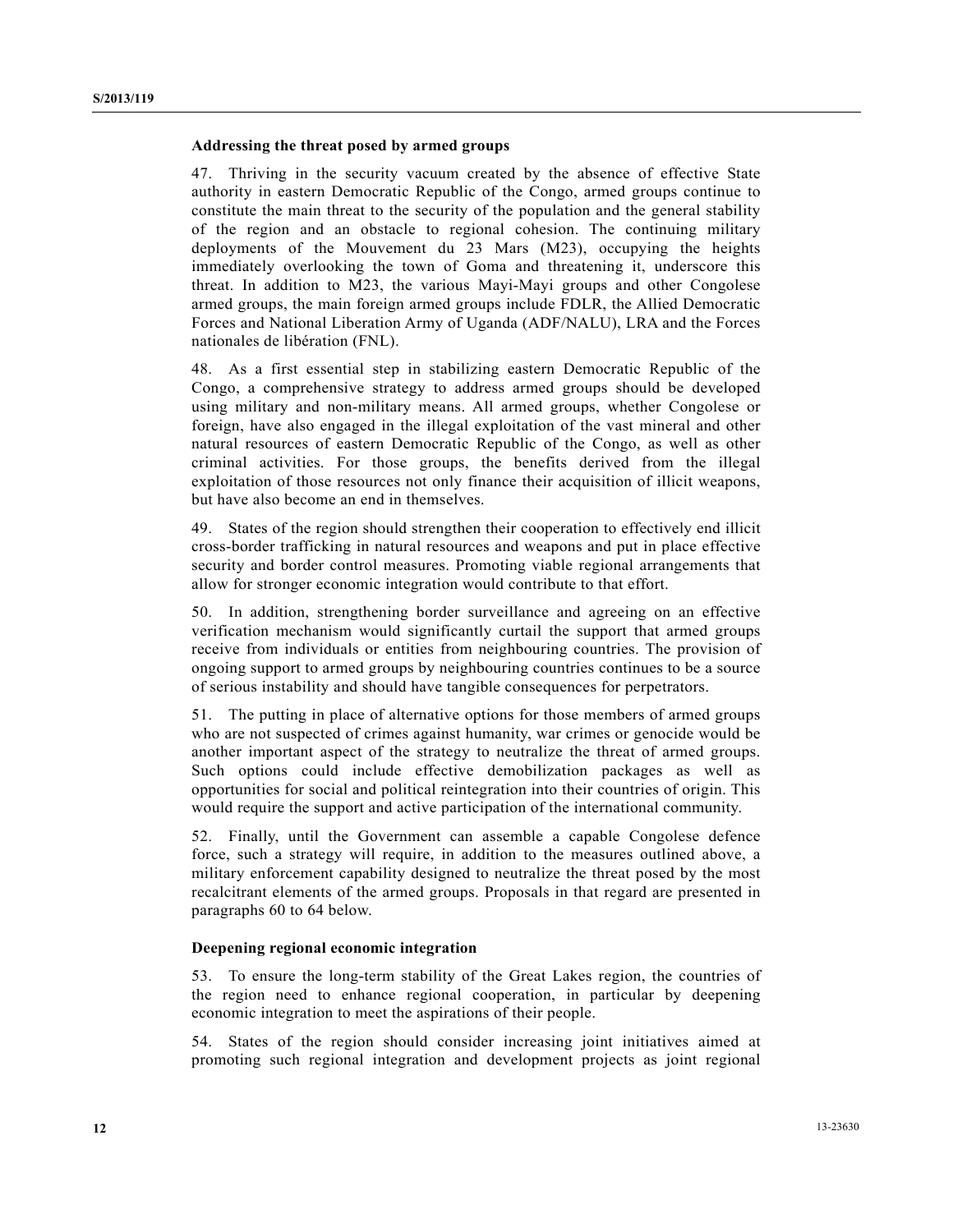### Addressing the threat posed by armed groups

47. Thriving in the security vacuum created by the absence of effective State authority in eastern Democratic Republic of the Congo, armed groups continue to constitute the main threat to the security of the population and the general stability of the region and an obstacle to regional cohesion. The continuing military deployments of the Mouvement du 23 Mars (M23), occupying the heights immediately overlooking the town of Goma and threatening it, underscore this threat. In addition to M23, the various Mayi-Mayi groups and other Congolese armed groups, the main foreign armed groups include FDLR, the Allied Democratic Forces and National Liberation Army of Uganda (ADF/NALU), LRA and the Forces nationales de libération (FNL).

48. As a first essential step in stabilizing eastern Democratic Republic of the Congo, a comprehensive strategy to address armed groups should be developed using military and non-military means. All armed groups, whether Congolese or foreign, have also engaged in the illegal exploitation of the vast mineral and other natural resources of eastern Democratic Republic of the Congo, as well as other criminal activities. For those groups, the benefits derived from the illegal exploitation of those resources not only finance their acquisition of illicit weapons, but have also become an end in themselves.

49. States of the region should strengthen their cooperation to effectively end illicit cross-border trafficking in natural resources and weapons and put in place effective security and border control measures. Promoting viable regional arrangements that allow for stronger economic integration would contribute to that effort.

50. In addition, strengthening border surveillance and agreeing on an effective verification mechanism would significantly curtail the support that armed groups receive from individuals or entities from neighbouring countries. The provision of ongoing support to armed groups by neighbouring countries continues to be a source of serious instability and should have tangible consequences for perpetrators.

51. The putting in place of alternative options for those members of armed groups who are not suspected of crimes against humanity, war crimes or genocide would be another important aspect of the strategy to neutralize the threat of armed groups. Such options could include effective demobilization packages as well as opportunities for social and political reintegration into their countries of origin. This would require the support and active participation of the international community.

52. Finally, until the Government can assemble a capable Congolese defence force, such a strategy will require, in addition to the measures outlined above, a military enforcement capability designed to neutralize the threat posed by the most recalcitrant elements of the armed groups. Proposals in that regard are presented in paragraphs 60 to 64 below.

### Deepening regional economic integration

53. To ensure the long-term stability of the Great Lakes region, the countries of the region need to enhance regional cooperation, in particular by deepening economic integration to meet the aspirations of their people.

54. States of the region should consider increasing joint initiatives aimed at promoting such regional integration and development projects as joint regional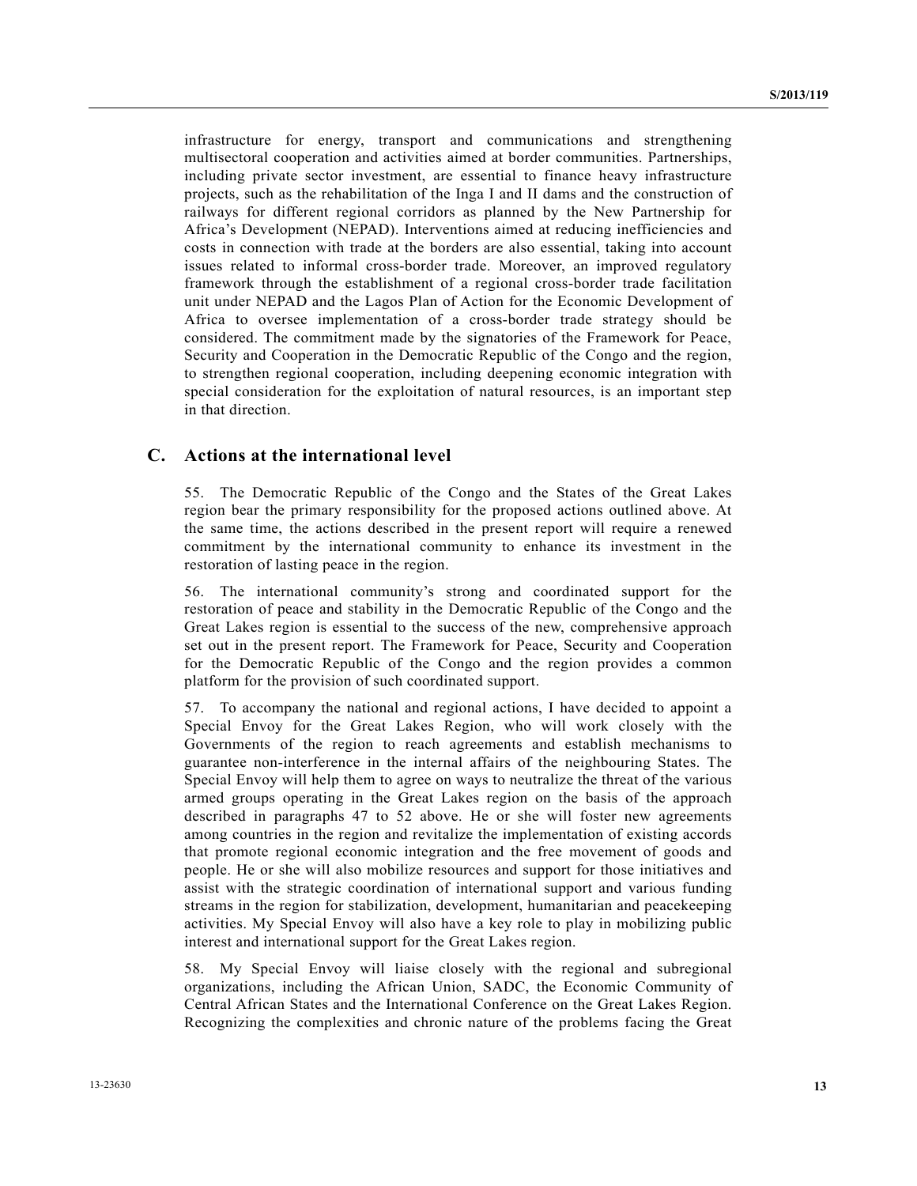infrastructure for energy, transport and communications and strengthening multisectoral cooperation and activities aimed at border communities. Partnerships, including private sector investment, are essential to finance heavy infrastructure projects, such as the rehabilitation of the Inga I and II dams and the construction of railways for different regional corridors as planned by the New Partnership for Africa's Development (NEPAD). Interventions aimed at reducing inefficiencies and costs in connection with trade at the borders are also essential, taking into account issues related to informal cross-border trade. Moreover, an improved regulatory framework through the establishment of a regional cross-border trade facilitation unit under NEPAD and the Lagos Plan of Action for the Economic Development of Africa to oversee implementation of a cross-border trade strategy should be considered. The commitment made by the signatories of the Framework for Peace, Security and Cooperation in the Democratic Republic of the Congo and the region, to strengthen regional cooperation, including deepening economic integration with special consideration for the exploitation of natural resources, is an important step in that direction.

## C. Actions at the international level

55. The Democratic Republic of the Congo and the States of the Great Lakes region bear the primary responsibility for the proposed actions outlined above. At the same time, the actions described in the present report will require a renewed commitment by the international community to enhance its investment in the restoration of lasting peace in the region.

56. The international community's strong and coordinated support for the restoration of peace and stability in the Democratic Republic of the Congo and the Great Lakes region is essential to the success of the new, comprehensive approach set out in the present report. The Framework for Peace, Security and Cooperation for the Democratic Republic of the Congo and the region provides a common platform for the provision of such coordinated support.

57. To accompany the national and regional actions, I have decided to appoint a Special Envoy for the Great Lakes Region, who will work closely with the Governments of the region to reach agreements and establish mechanisms to guarantee non-interference in the internal affairs of the neighbouring States. The Special Envoy will help them to agree on ways to neutralize the threat of the various armed groups operating in the Great Lakes region on the basis of the approach described in paragraphs 47 to 52 above. He or she will foster new agreements among countries in the region and revitalize the implementation of existing accords that promote regional economic integration and the free movement of goods and people. He or she will also mobilize resources and support for those initiatives and assist with the strategic coordination of international support and various funding streams in the region for stabilization, development, humanitarian and peacekeeping activities. My Special Envoy will also have a key role to play in mobilizing public interest and international support for the Great Lakes region.

58. My Special Envoy will liaise closely with the regional and subregional organizations, including the African Union, SADC, the Economic Community of Central African States and the International Conference on the Great Lakes Region. Recognizing the complexities and chronic nature of the problems facing the Great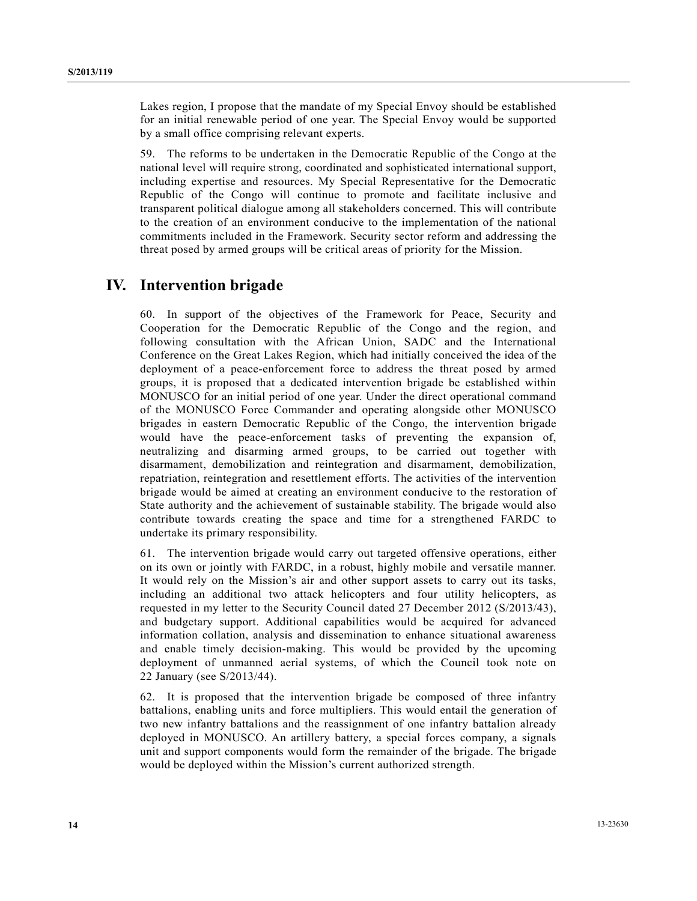Lakes region, I propose that the mandate of my Special Envoy should be established for an initial renewable period of one year. The Special Envoy would be supported by a small office comprising relevant experts.

59. The reforms to be undertaken in the Democratic Republic of the Congo at the national level will require strong, coordinated and sophisticated international support, including expertise and resources. My Special Representative for the Democratic Republic of the Congo will continue to promote and facilitate inclusive and transparent political dialogue among all stakeholders concerned. This will contribute to the creation of an environment conducive to the implementation of the national commitments included in the Framework. Security sector reform and addressing the threat posed by armed groups will be critical areas of priority for the Mission.

## IV. Intervention brigade

60. In support of the objectives of the Framework for Peace, Security and Cooperation for the Democratic Republic of the Congo and the region, and following consultation with the African Union, SADC and the International Conference on the Great Lakes Region, which had initially conceived the idea of the deployment of a peace-enforcement force to address the threat posed by armed groups, it is proposed that a dedicated intervention brigade be established within MONUSCO for an initial period of one year. Under the direct operational command of the MONUSCO Force Commander and operating alongside other MONUSCO brigades in eastern Democratic Republic of the Congo, the intervention brigade would have the peace-enforcement tasks of preventing the expansion of, neutralizing and disarming armed groups, to be carried out together with disarmament, demobilization and reintegration and disarmament, demobilization, repatriation, reintegration and resettlement efforts. The activities of the intervention brigade would be aimed at creating an environment conducive to the restoration of State authority and the achievement of sustainable stability. The brigade would also contribute towards creating the space and time for a strengthened FARDC to undertake its primary responsibility.

61. The intervention brigade would carry out targeted offensive operations, either on its own or jointly with FARDC, in a robust, highly mobile and versatile manner. It would rely on the Mission's air and other support assets to carry out its tasks, including an additional two attack helicopters and four utility helicopters, as requested in my letter to the Security Council dated 27 December 2012 (S/2013/43), and budgetary support. Additional capabilities would be acquired for advanced information collation, analysis and dissemination to enhance situational awareness and enable timely decision-making. This would be provided by the upcoming deployment of unmanned aerial systems, of which the Council took note on 22 January (see S/2013/44).

62. It is proposed that the intervention brigade be composed of three infantry battalions, enabling units and force multipliers. This would entail the generation of two new infantry battalions and the reassignment of one infantry battalion already deployed in MONUSCO. An artillery battery, a special forces company, a signals unit and support components would form the remainder of the brigade. The brigade would be deployed within the Mission's current authorized strength.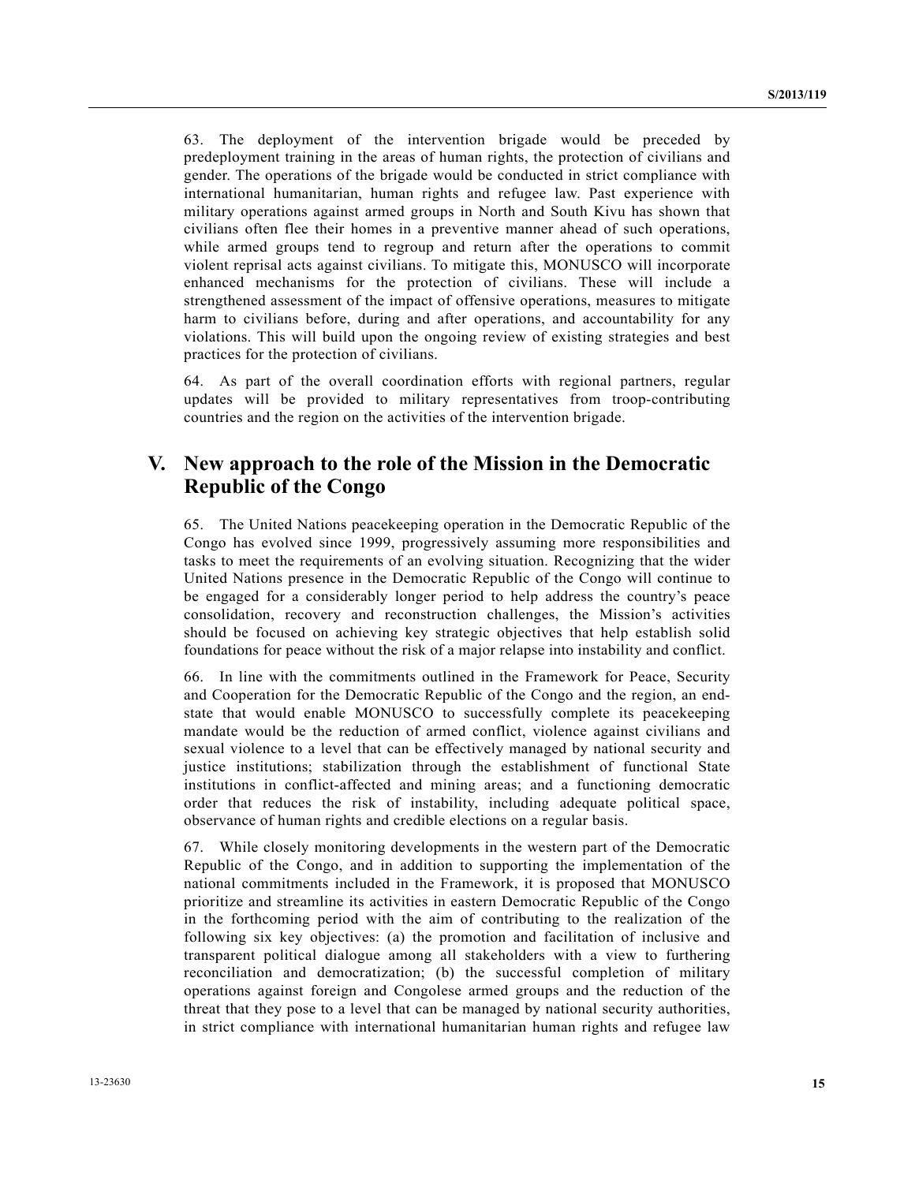63. The deployment of the intervention brigade would be preceded by predeployment training in the areas of human rights, the protection of civilians and gender. The operations of the brigade would be conducted in strict compliance with international humanitarian, human rights and refugee law. Past experience with military operations against armed groups in North and South Kivu has shown that civilians often flee their homes in a preventive manner ahead of such operations, while armed groups tend to regroup and return after the operations to commit violent reprisal acts against civilians. To mitigate this, MONUSCO will incorporate enhanced mechanisms for the protection of civilians. These will include a strengthened assessment of the impact of offensive operations, measures to mitigate harm to civilians before, during and after operations, and accountability for any violations. This will build upon the ongoing review of existing strategies and best practices for the protection of civilians.

64. As part of the overall coordination efforts with regional partners, regular updates will be provided to military representatives from troop-contributing countries and the region on the activities of the intervention brigade.

# V. New approach to the role of the Mission in the Democratic Republic of the Congo

65. The United Nations peacekeeping operation in the Democratic Republic of the Congo has evolved since 1999, progressively assuming more responsibilities and tasks to meet the requirements of an evolving situation. Recognizing that the wider United Nations presence in the Democratic Republic of the Congo will continue to be engaged for a considerably longer period to help address the country's peace consolidation, recovery and reconstruction challenges, the Mission's activities should be focused on achieving key strategic objectives that help establish solid foundations for peace without the risk of a major relapse into instability and conflict.

66. In line with the commitments outlined in the Framework for Peace, Security and Cooperation for the Democratic Republic of the Congo and the region, an end-state that would enable MONUSCO to successfully complete its peacekeeping mandate would be the reduction of armed conflict, violence against civilians and sexual violence to a level that can be effectively managed by national security and justice institutions; stabilization through the establishment of functional State institutions in conflict-affected and mining areas; and a functioning democratic order that reduces the risk of instability, including adequate political space, observance of human rights and credible elections on a regular basis.

67. While closely monitoring developments in the western part of the Democratic Republic of the Congo, and in addition to supporting the implementation of the national commitments included in the Framework, it is proposed that MONUSCO prioritize and streamline its activities in eastern Democratic Republic of the Congo in the forthcoming period with the aim of contributing to the realization of the following six key objectives: (a) the promotion and facilitation of inclusive and transparent political dialogue among all stakeholders with a view to furthering reconciliation and democratization; (b) the successful completion of military operations against foreign and Congolese armed groups and the reduction of the threat that they pose to a level that can be managed by national security authorities, in strict compliance with international humanitarian human rights and refugee law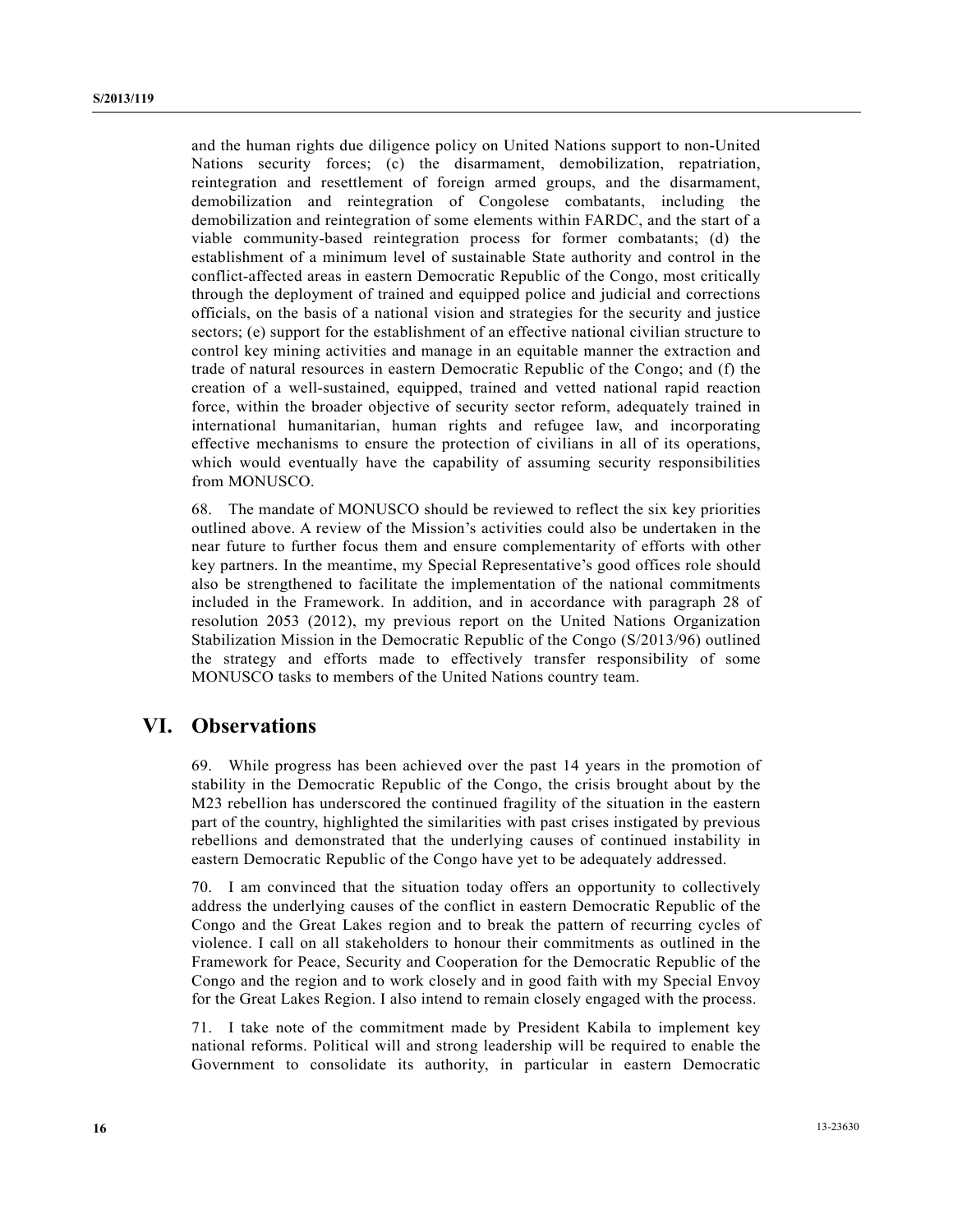and the human rights due diligence policy on United Nations support to non-United Nations security forces; (c) the disarmament, demobilization, repatriation, reintegration and resettlement of foreign armed groups, and the disarmament, demobilization and reintegration of Congolese combatants, including the demobilization and reintegration of some elements within FARDC, and the start of a viable community-based reintegration process for former combatants; (d) the establishment of a minimum level of sustainable State authority and control in the conflict-affected areas in eastern Democratic Republic of the Congo, most critically through the deployment of trained and equipped police and judicial and corrections officials, on the basis of a national vision and strategies for the security and justice sectors; (e) support for the establishment of an effective national civilian structure to control key mining activities and manage in an equitable manner the extraction and trade of natural resources in eastern Democratic Republic of the Congo; and (f) the creation of a well-sustained, equipped, trained and vetted national rapid reaction force, within the broader objective of security sector reform, adequately trained in international humanitarian, human rights and refugee law, and incorporating effective mechanisms to ensure the protection of civilians in all of its operations, which would eventually have the capability of assuming security responsibilities from MONUSCO.

68. The mandate of MONUSCO should be reviewed to reflect the six key priorities outlined above. A review of the Mission's activities could also be undertaken in the near future to further focus them and ensure complementarity of efforts with other key partners. In the meantime, my Special Representative's good offices role should also be strengthened to facilitate the implementation of the national commitments included in the Framework. In addition, and in accordance with paragraph 28 of resolution 2053 (2012), my previous report on the United Nations Organization Stabilization Mission in the Democratic Republic of the Congo (S/2013/96) outlined the strategy and efforts made to effectively transfer responsibility of some MONUSCO tasks to members of the United Nations country team.

# VI. Observations

69. While progress has been achieved over the past 14 years in the promotion of stability in the Democratic Republic of the Congo, the crisis brought about by the M23 rebellion has underscored the continued fragility of the situation in the eastern part of the country, highlighted the similarities with past crises instigated by previous rebellions and demonstrated that the underlying causes of continued instability in eastern Democratic Republic of the Congo have yet to be adequately addressed.

70. I am convinced that the situation today offers an opportunity to collectively address the underlying causes of the conflict in eastern Democratic Republic of the Congo and the Great Lakes region and to break the pattern of recurring cycles of violence. I call on all stakeholders to honour their commitments as outlined in the Framework for Peace, Security and Cooperation for the Democratic Republic of the Congo and the region and to work closely and in good faith with my Special Envoy for the Great Lakes Region. I also intend to remain closely engaged with the process.

71. I take note of the commitment made by President Kabila to implement key national reforms. Political will and strong leadership will be required to enable the Government to consolidate its authority, in particular in eastern Democratic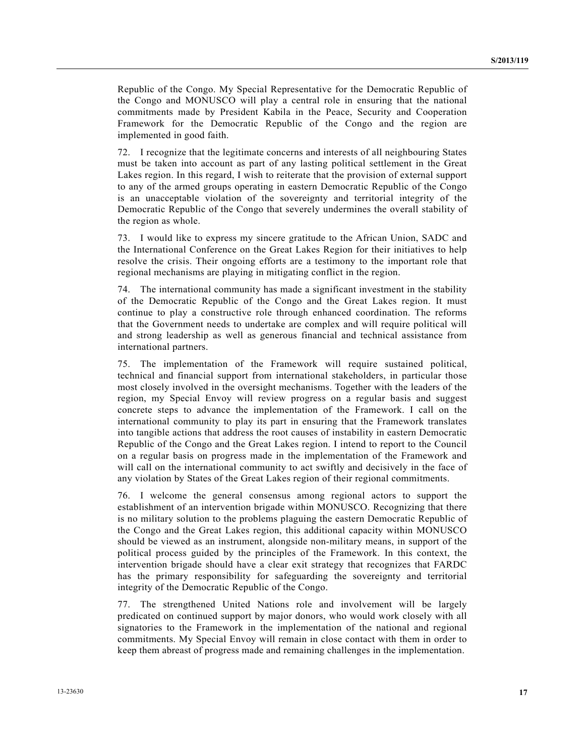Republic of the Congo. My Special Representative for the Democratic Republic of the Congo and MONUSCO will play a central role in ensuring that the national commitments made by President Kabila in the Peace, Security and Cooperation Framework for the Democratic Republic of the Congo and the region are implemented in good faith.

72. I recognize that the legitimate concerns and interests of all neighbouring States must be taken into account as part of any lasting political settlement in the Great Lakes region. In this regard, I wish to reiterate that the provision of external support to any of the armed groups operating in eastern Democratic Republic of the Congo is an unacceptable violation of the sovereignty and territorial integrity of the Democratic Republic of the Congo that severely undermines the overall stability of the region as whole.

73. I would like to express my sincere gratitude to the African Union, SADC and the International Conference on the Great Lakes Region for their initiatives to help resolve the crisis. Their ongoing efforts are a testimony to the important role that regional mechanisms are playing in mitigating conflict in the region.

74. The international community has made a significant investment in the stability of the Democratic Republic of the Congo and the Great Lakes region. It must continue to play a constructive role through enhanced coordination. The reforms that the Government needs to undertake are complex and will require political will and strong leadership as well as generous financial and technical assistance from international partners.

75. The implementation of the Framework will require sustained political, technical and financial support from international stakeholders, in particular those most closely involved in the oversight mechanisms. Together with the leaders of the region, my Special Envoy will review progress on a regular basis and suggest concrete steps to advance the implementation of the Framework. I call on the international community to play its part in ensuring that the Framework translates into tangible actions that address the root causes of instability in eastern Democratic Republic of the Congo and the Great Lakes region. I intend to report to the Council on a regular basis on progress made in the implementation of the Framework and will call on the international community to act swiftly and decisively in the face of any violation by States of the Great Lakes region of their regional commitments.

76. I welcome the general consensus among regional actors to support the establishment of an intervention brigade within MONUSCO. Recognizing that there is no military solution to the problems plaguing the eastern Democratic Republic of the Congo and the Great Lakes region, this additional capacity within MONUSCO should be viewed as an instrument, alongside non-military means, in support of the political process guided by the principles of the Framework. In this context, the intervention brigade should have a clear exit strategy that recognizes that FARDC has the primary responsibility for safeguarding the sovereignty and territorial integrity of the Democratic Republic of the Congo.

77. The strengthened United Nations role and involvement will be largely predicated on continued support by major donors, who would work closely with all signatories to the Framework in the implementation of the national and regional commitments. My Special Envoy will remain in close contact with them in order to keep them abreast of progress made and remaining challenges in the implementation.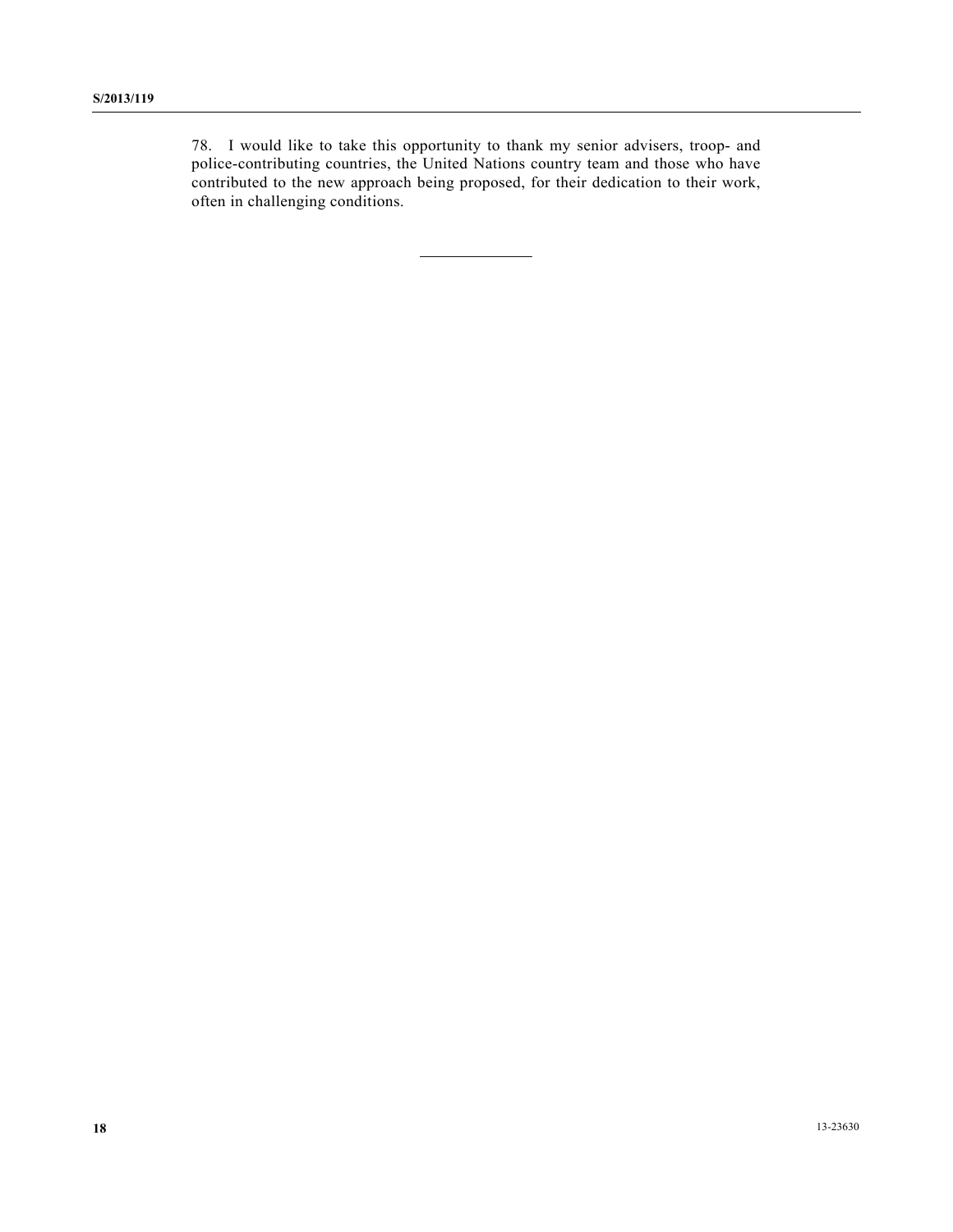78. I would like to take this opportunity to thank my senior advisers, troop- and police-contributing countries, the United Nations country team and those who have contributed to the new approach being proposed, for their dedication to their work, often in challenging conditions.